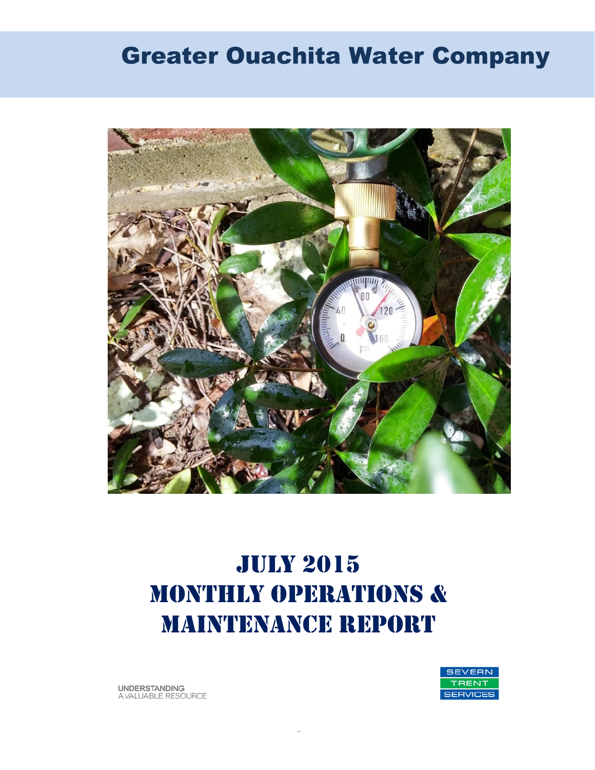# Greater Ouachita Water Company

# JULY 2015
# MONTHLY OPERATIONS & MAINTENANCE REPORT

UNDERSTANDING
A VALUABLE RESOURCE

SEVERN
TRENT
SERVICES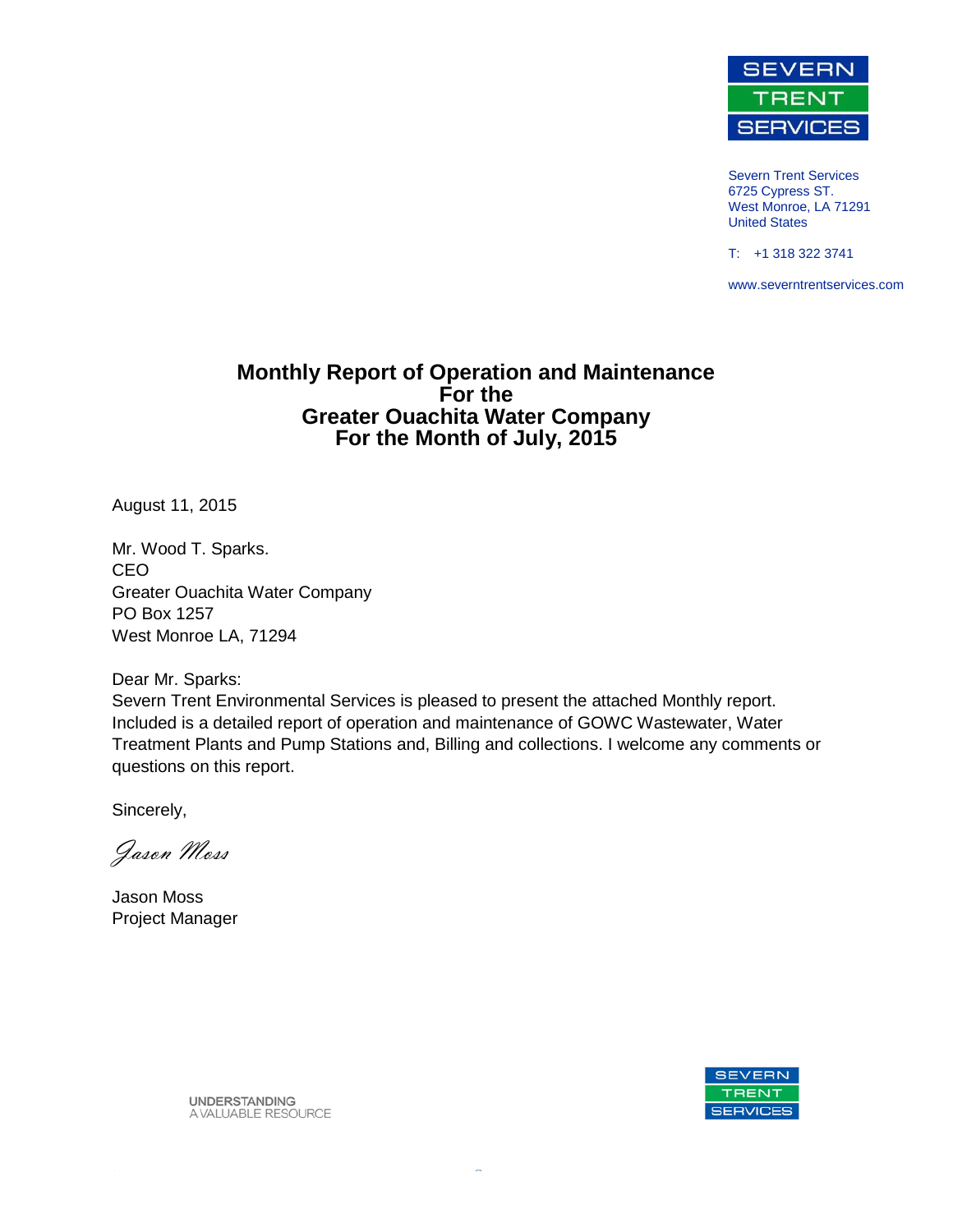Severn Trent Services
6725 Cypress ST.
West Monroe, LA 71291
United States

T: +1 318 322 3741

www.severntrentservices.com

# Monthly Report of Operation and Maintenance For the Greater Ouachita Water Company For the Month of July, 2015

August 11, 2015

Mr. Wood T. Sparks.
CEO
Greater Ouachita Water Company
PO Box 1257
West Monroe LA, 71294

Dear Mr. Sparks:
Severn Trent Environmental Services is pleased to present the attached Monthly report. Included is a detailed report of operation and maintenance of GOWC Wastewater, Water Treatment Plants and Pump Stations and, Billing and collections. I welcome any comments or questions on this report.

Sincerely,

*Jason Moss*

Jason Moss
Project Manager

UNDERSTANDING
A VALUABLE RESOURCE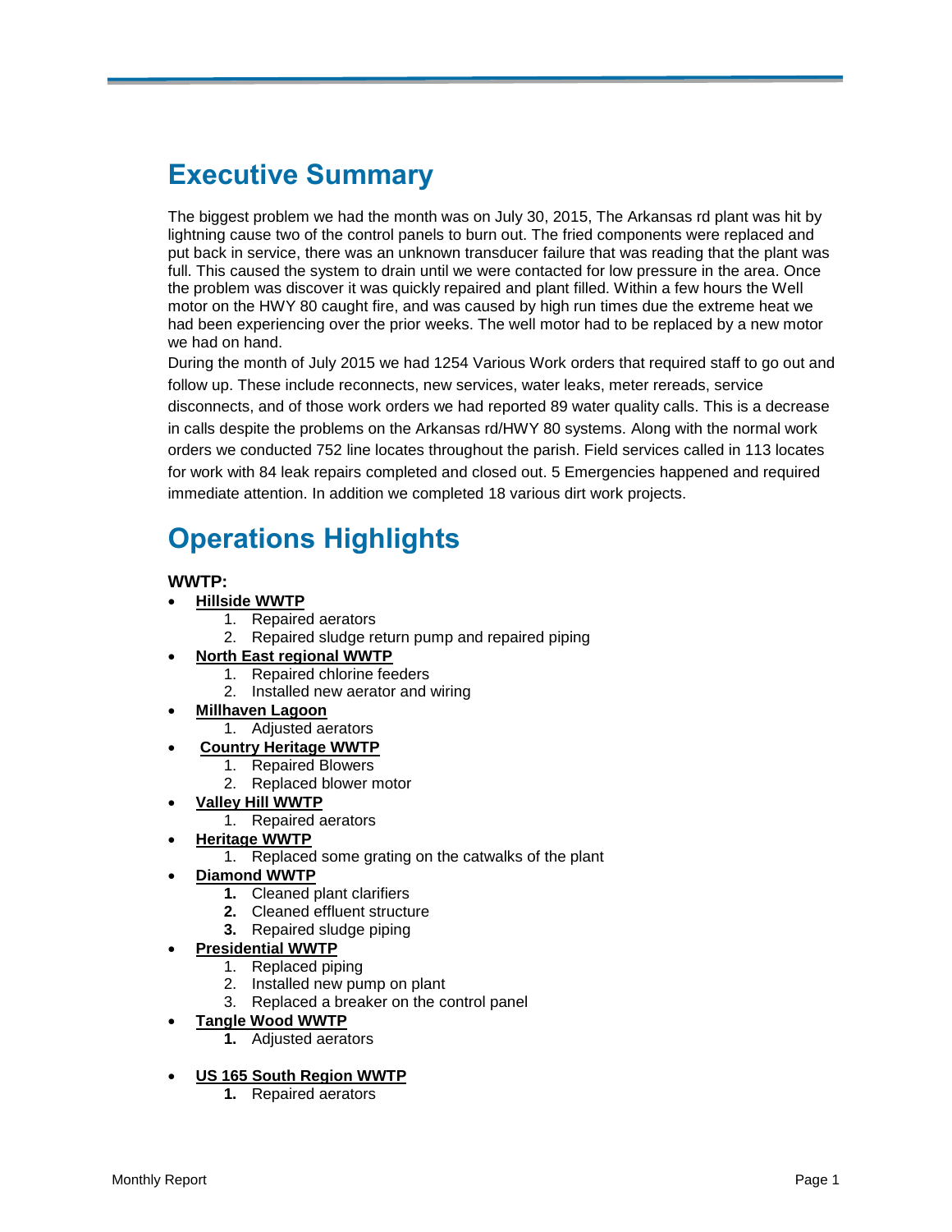# Executive Summary

The biggest problem we had the month was on July 30, 2015, The Arkansas rd plant was hit by lightning cause two of the control panels to burn out. The fried components were replaced and put back in service, there was an unknown transducer failure that was reading that the plant was full. This caused the system to drain until we were contacted for low pressure in the area. Once the problem was discover it was quickly repaired and plant filled. Within a few hours the Well motor on the HWY 80 caught fire, and was caused by high run times due the extreme heat we had been experiencing over the prior weeks. The well motor had to be replaced by a new motor we had on hand.

During the month of July 2015 we had 1254 Various Work orders that required staff to go out and follow up. These include reconnects, new services, water leaks, meter rereads, service disconnects, and of those work orders we had reported 89 water quality calls. This is a decrease in calls despite the problems on the Arkansas rd/HWY 80 systems. Along with the normal work orders we conducted 752 line locates throughout the parish. Field services called in 113 locates for work with 84 leak repairs completed and closed out. 5 Emergencies happened and required immediate attention. In addition we completed 18 various dirt work projects.

# Operations Highlights

**WWTP:**

- **Hillside WWTP**
  1. Repaired aerators
  2. Repaired sludge return pump and repaired piping
- **North East regional WWTP**
  1. Repaired chlorine feeders
  2. Installed new aerator and wiring
- **Millhaven Lagoon**
  1. Adjusted aerators
- **Country Heritage WWTP**
  1. Repaired Blowers
  2. Replaced blower motor
- **Valley Hill WWTP**
  1. Repaired aerators
- **Heritage WWTP**
  1. Replaced some grating on the catwalks of the plant
- **Diamond WWTP**
  1. Cleaned plant clarifiers
  2. Cleaned effluent structure
  3. Repaired sludge piping
- **Presidential WWTP**
  1. Replaced piping
  2. Installed new pump on plant
  3. Replaced a breaker on the control panel
- **Tangle Wood WWTP**
  1. Adjusted aerators
- **US 165 South Region WWTP**
  1. Repaired aerators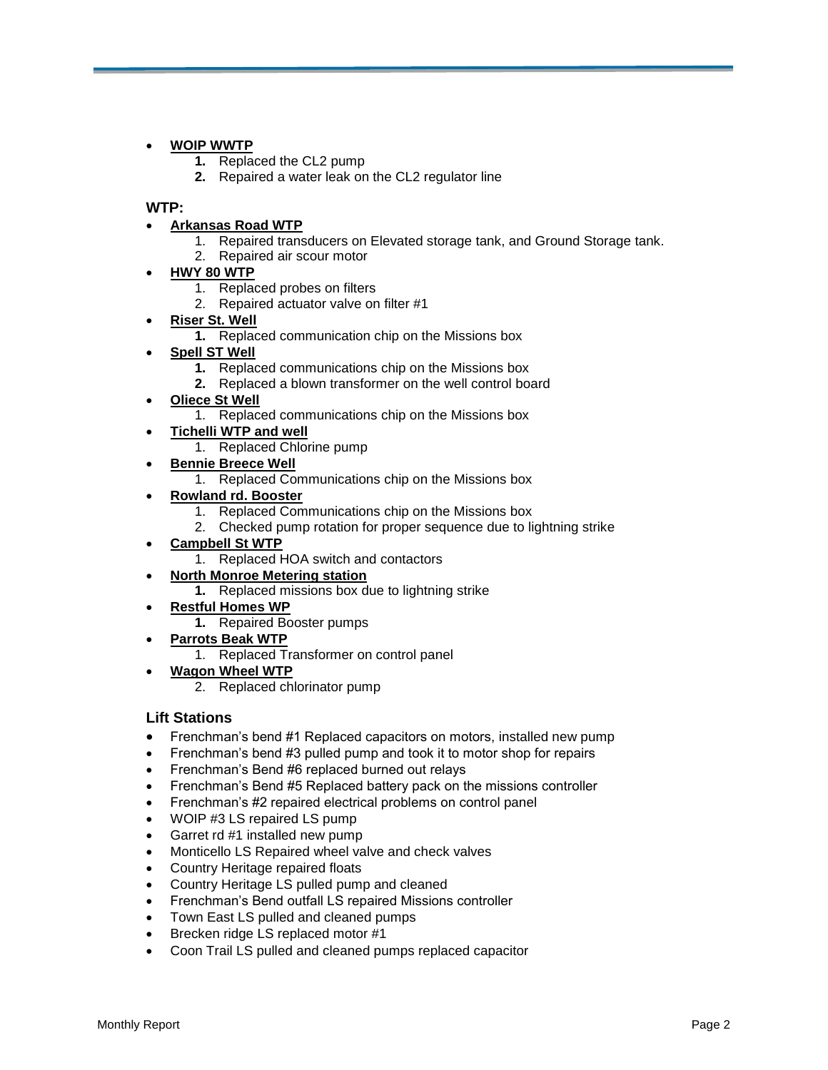- **WOIP WWTP**
    1. Replaced the CL2 pump
    2. Repaired a water leak on the CL2 regulator line

### WTP:

- **Arkansas Road WTP**
    1. Repaired transducers on Elevated storage tank, and Ground Storage tank.
    2. Repaired air scour motor
- **HWY 80 WTP**
    1. Replaced probes on filters
    2. Repaired actuator valve on filter #1
- **Riser St. Well**
    1. Replaced communication chip on the Missions box
- **Spell ST Well**
    1. Replaced communications chip on the Missions box
    2. Replaced a blown transformer on the well control board
- **Oliece St Well**
    1. Replaced communications chip on the Missions box
- **Tichelli WTP and well**
    1. Replaced Chlorine pump
- **Bennie Breece Well**
    1. Replaced Communications chip on the Missions box
- **Rowland rd. Booster**
    1. Replaced Communications chip on the Missions box
    2. Checked pump rotation for proper sequence due to lightning strike
- **Campbell St WTP**
    1. Replaced HOA switch and contactors
- **North Monroe Metering station**
    1. Replaced missions box due to lightning strike
- **Restful Homes WP**
    1. Repaired Booster pumps
- **Parrots Beak WTP**
    1. Replaced Transformer on control panel
- **Wagon Wheel WTP**
    2. Replaced chlorinator pump

### Lift Stations

- Frenchman's bend #1 Replaced capacitors on motors, installed new pump
- Frenchman's bend #3 pulled pump and took it to motor shop for repairs
- Frenchman's Bend #6 replaced burned out relays
- Frenchman's Bend #5 Replaced battery pack on the missions controller
- Frenchman's #2 repaired electrical problems on control panel
- WOIP #3 LS repaired LS pump
- Garret rd #1 installed new pump
- Monticello LS Repaired wheel valve and check valves
- Country Heritage repaired floats
- Country Heritage LS pulled pump and cleaned
- Frenchman's Bend outfall LS repaired Missions controller
- Town East LS pulled and cleaned pumps
- Brecken ridge LS replaced motor #1
- Coon Trail LS pulled and cleaned pumps replaced capacitor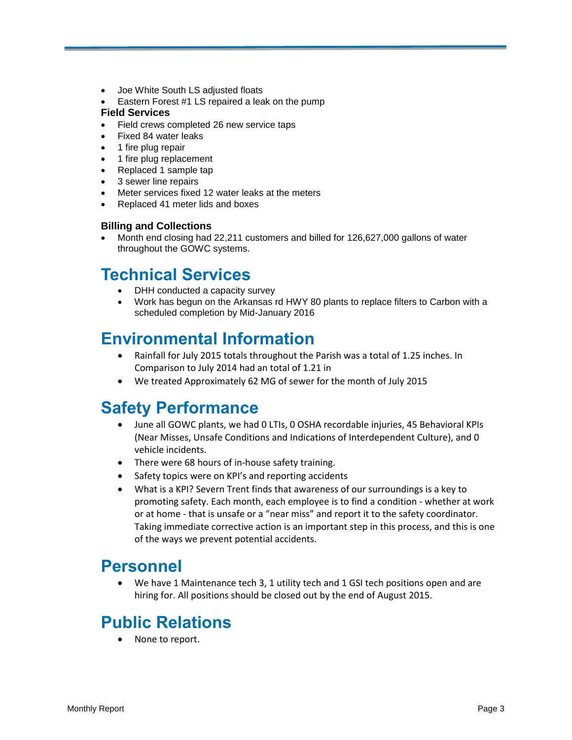- Joe White South LS adjusted floats
- Eastern Forest #1 LS repaired a leak on the pump

**Field Services**

- Field crews completed 26 new service taps
- Fixed 84 water leaks
- 1 fire plug repair
- 1 fire plug replacement
- Replaced 1 sample tap
- 3 sewer line repairs
- Meter services fixed 12 water leaks at the meters
- Replaced 41 meter lids and boxes

**Billing and Collections**

- Month end closing had 22,211 customers and billed for 126,627,000 gallons of water throughout the GOWC systems.

# Technical Services

- DHH conducted a capacity survey
- Work has begun on the Arkansas rd HWY 80 plants to replace filters to Carbon with a scheduled completion by Mid-January 2016

# Environmental Information

- Rainfall for July 2015 totals throughout the Parish was a total of 1.25 inches. In Comparison to July 2014 had an total of 1.21 in
- We treated Approximately 62 MG of sewer for the month of July 2015

# Safety Performance

- June all GOWC plants, we had 0 LTIs, 0 OSHA recordable injuries, 45 Behavioral KPIs (Near Misses, Unsafe Conditions and Indications of Interdependent Culture), and 0 vehicle incidents.
- There were 68 hours of in-house safety training.
- Safety topics were on KPI's and reporting accidents
- What is a KPI? Severn Trent finds that awareness of our surroundings is a key to promoting safety. Each month, each employee is to find a condition - whether at work or at home - that is unsafe or a "near miss" and report it to the safety coordinator. Taking immediate corrective action is an important step in this process, and this is one of the ways we prevent potential accidents.

# Personnel

- We have 1 Maintenance tech 3, 1 utility tech and 1 GSI tech positions open and are hiring for. All positions should be closed out by the end of August 2015.

# Public Relations

- None to report.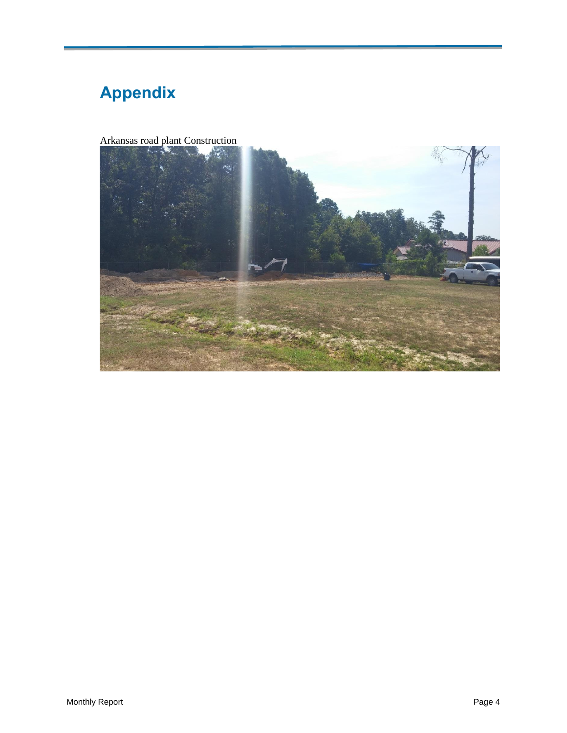# Appendix

Arkansas road plant Construction